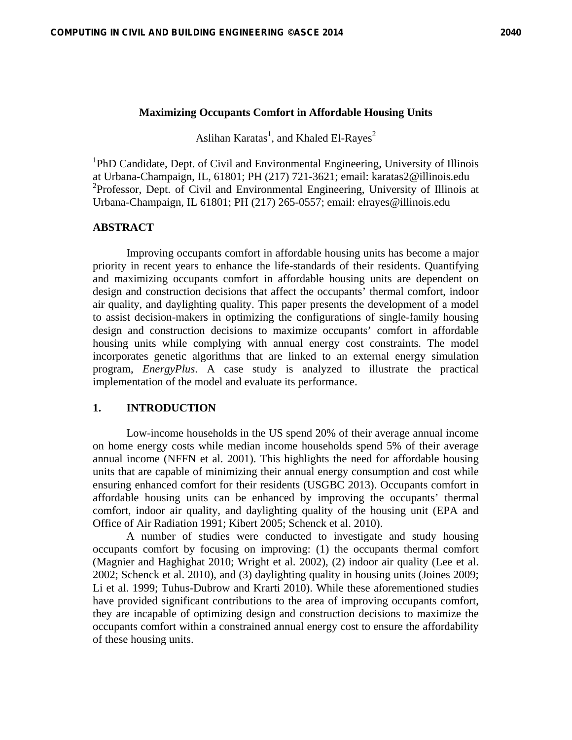# Maximizing Occupants Comfort in Affordable Housing Units

Aslihan Karatas[1], and Khaled El-Rayes[2]

[1]PhD Candidate, Dept. of Civil and Environmental Engineering, University of Illinois at Urbana-Champaign, IL, 61801; PH (217) 721-3621; email: karatas2@illinois.edu
[2]Professor, Dept. of Civil and Environmental Engineering, University of Illinois at Urbana-Champaign, IL 61801; PH (217) 265-0557; email: elrayes@illinois.edu

## ABSTRACT

Improving occupants comfort in affordable housing units has become a major priority in recent years to enhance the life-standards of their residents. Quantifying and maximizing occupants comfort in affordable housing units are dependent on design and construction decisions that affect the occupants' thermal comfort, indoor air quality, and daylighting quality. This paper presents the development of a model to assist decision-makers in optimizing the configurations of single-family housing design and construction decisions to maximize occupants' comfort in affordable housing units while complying with annual energy cost constraints. The model incorporates genetic algorithms that are linked to an external energy simulation program, *EnergyPlus*. A case study is analyzed to illustrate the practical implementation of the model and evaluate its performance.

## 1. INTRODUCTION

Low-income households in the US spend 20% of their average annual income on home energy costs while median income households spend 5% of their average annual income (NFFN et al. 2001). This highlights the need for affordable housing units that are capable of minimizing their annual energy consumption and cost while ensuring enhanced comfort for their residents (USGBC 2013). Occupants comfort in affordable housing units can be enhanced by improving the occupants' thermal comfort, indoor air quality, and daylighting quality of the housing unit (EPA and Office of Air Radiation 1991; Kibert 2005; Schenck et al. 2010).

A number of studies were conducted to investigate and study housing occupants comfort by focusing on improving: (1) the occupants thermal comfort (Magnier and Haghighat 2010; Wright et al. 2002), (2) indoor air quality (Lee et al. 2002; Schenck et al. 2010), and (3) daylighting quality in housing units (Joines 2009; Li et al. 1999; Tuhus-Dubrow and Krarti 2010). While these aforementioned studies have provided significant contributions to the area of improving occupants comfort, they are incapable of optimizing design and construction decisions to maximize the occupants comfort within a constrained annual energy cost to ensure the affordability of these housing units.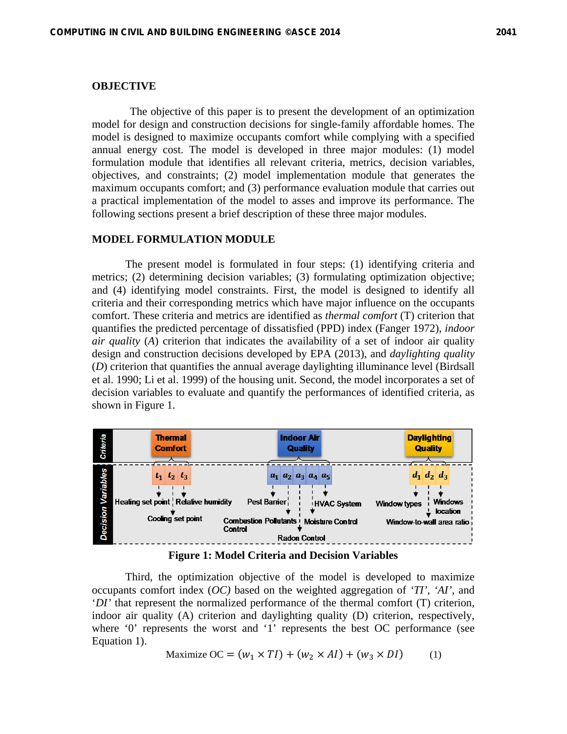## OBJECTIVE

The objective of this paper is to present the development of an optimization model for design and construction decisions for single-family affordable homes. The model is designed to maximize occupants comfort while complying with a specified annual energy cost. The model is developed in three major modules: (1) model formulation module that identifies all relevant criteria, metrics, decision variables, objectives, and constraints; (2) model implementation module that generates the maximum occupants comfort; and (3) performance evaluation module that carries out a practical implementation of the model to asses and improve its performance. The following sections present a brief description of these three major modules.

## MODEL FORMULATION MODULE

The present model is formulated in four steps: (1) identifying criteria and metrics; (2) determining decision variables; (3) formulating optimization objective; and (4) identifying model constraints. First, the model is designed to identify all criteria and their corresponding metrics which have major influence on the occupants comfort. These criteria and metrics are identified as *thermal comfort* (T) criterion that quantifies the predicted percentage of dissatisfied (PPD) index (Fanger 1972), *indoor air quality* (*A*) criterion that indicates the availability of a set of indoor air quality design and construction decisions developed by EPA (2013), and *daylighting quality* (*D*) criterion that quantifies the annual average daylighting illuminance level (Birdsall et al. 1990; Li et al. 1999) of the housing unit. Second, the model incorporates a set of decision variables to evaluate and quantify the performances of identified criteria, as shown in Figure 1.

| Criteria | Thermal Comfort | Indoor Air Quality | Daylighting Quality |
|---|---|---|---|
| Decision Variables | $t_1$: Heating set point; $t_2$: Cooling set point; $t_3$: Relative humidity | $a_1$: Pest Barrier; $a_2$: Combustion Pollutants Control; $a_3$: Radon Control; $a_4$: Moisture Control; $a_5$: HVAC System | $d_1$: Window types; $d_2$: Window-to-wall area ratio; $d_3$: Windows location |

**Figure 1: Model Criteria and Decision Variables**

Third, the optimization objective of the model is developed to maximize occupants comfort index (*OC)* based on the weighted aggregation of '*TI*', '*AI*', and '*DI*' that represent the normalized performance of the thermal comfort (T) criterion, indoor air quality (A) criterion and daylighting quality (D) criterion, respectively, where '0' represents the worst and '1' represents the best OC performance (see Equation 1).

$$\text{Maximize OC} = (w_1 \times TI) + (w_2 \times AI) + (w_3 \times DI) \qquad (1)$$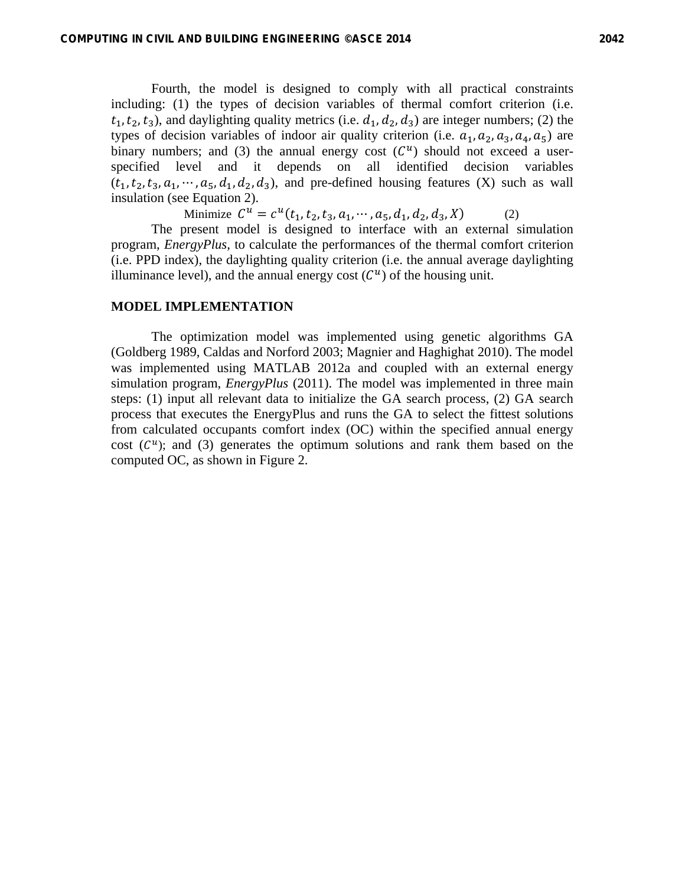Fourth, the model is designed to comply with all practical constraints including: (1) the types of decision variables of thermal comfort criterion (i.e. $t_1, t_2, t_3$), and daylighting quality metrics (i.e. $d_1, d_2, d_3$) are integer numbers; (2) the types of decision variables of indoor air quality criterion (i.e. $a_1, a_2, a_3, a_4, a_5$) are binary numbers; and (3) the annual energy cost ($C^u$) should not exceed a user-specified level and it depends on all identified decision variables ($t_1, t_2, t_3, a_1, \cdots, a_5, d_1, d_2, d_3$), and pre-defined housing features (X) such as wall insulation (see Equation 2).

$$\text{Minimize } C^u = c^u(t_1, t_2, t_3, a_1, \cdots, a_5, d_1, d_2, d_3, X) \qquad (2)$$

The present model is designed to interface with an external simulation program, *EnergyPlus*, to calculate the performances of the thermal comfort criterion (i.e. PPD index), the daylighting quality criterion (i.e. the annual average daylighting illuminance level), and the annual energy cost ($C^u$) of the housing unit.

## MODEL IMPLEMENTATION

The optimization model was implemented using genetic algorithms GA (Goldberg 1989, Caldas and Norford 2003; Magnier and Haghighat 2010). The model was implemented using MATLAB 2012a and coupled with an external energy simulation program, *EnergyPlus* (2011). The model was implemented in three main steps: (1) input all relevant data to initialize the GA search process, (2) GA search process that executes the EnergyPlus and runs the GA to select the fittest solutions from calculated occupants comfort index (OC) within the specified annual energy cost ($C^u$); and (3) generates the optimum solutions and rank them based on the computed OC, as shown in Figure 2.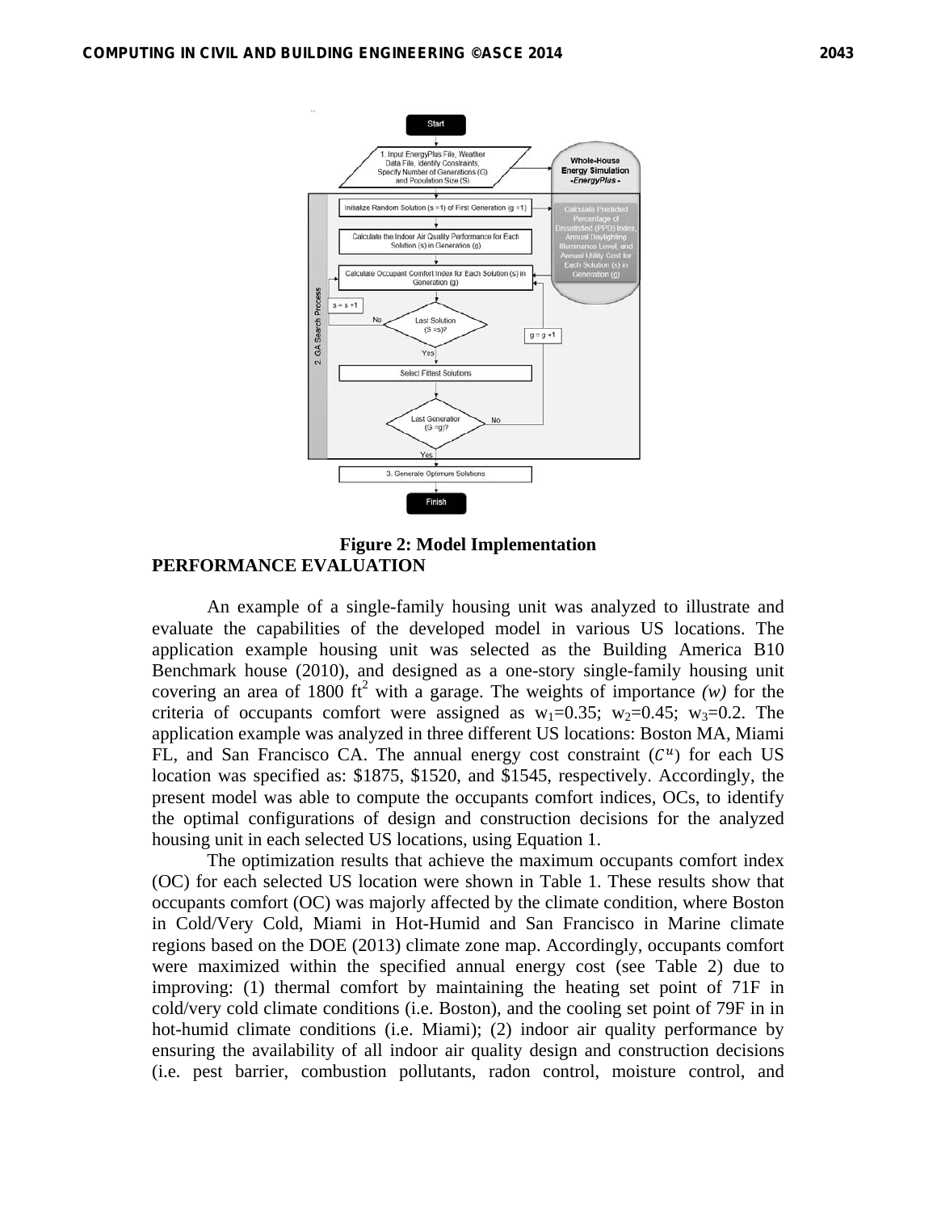Figure 2: Model Implementation

## PERFORMANCE EVALUATION

An example of a single-family housing unit was analyzed to illustrate and evaluate the capabilities of the developed model in various US locations. The application example housing unit was selected as the Building America B10 Benchmark house (2010), and designed as a one-story single-family housing unit covering an area of 1800 $ft^2$ with a garage. The weights of importance *(w)* for the criteria of occupants comfort were assigned as $w_1$=0.35; $w_2$=0.45; $w_3$=0.2. The application example was analyzed in three different US locations: Boston MA, Miami FL, and San Francisco CA. The annual energy cost constraint ($C^u$) for each US location was specified as: $1875, $1520, and $1545, respectively. Accordingly, the present model was able to compute the occupants comfort indices, OCs, to identify the optimal configurations of design and construction decisions for the analyzed housing unit in each selected US locations, using Equation 1.

The optimization results that achieve the maximum occupants comfort index (OC) for each selected US location were shown in Table 1. These results show that occupants comfort (OC) was majorly affected by the climate condition, where Boston in Cold/Very Cold, Miami in Hot-Humid and San Francisco in Marine climate regions based on the DOE (2013) climate zone map. Accordingly, occupants comfort were maximized within the specified annual energy cost (see Table 2) due to improving: (1) thermal comfort by maintaining the heating set point of 71F in cold/very cold climate conditions (i.e. Boston), and the cooling set point of 79F in in hot-humid climate conditions (i.e. Miami); (2) indoor air quality performance by ensuring the availability of all indoor air quality design and construction decisions (i.e. pest barrier, combustion pollutants, radon control, moisture control, and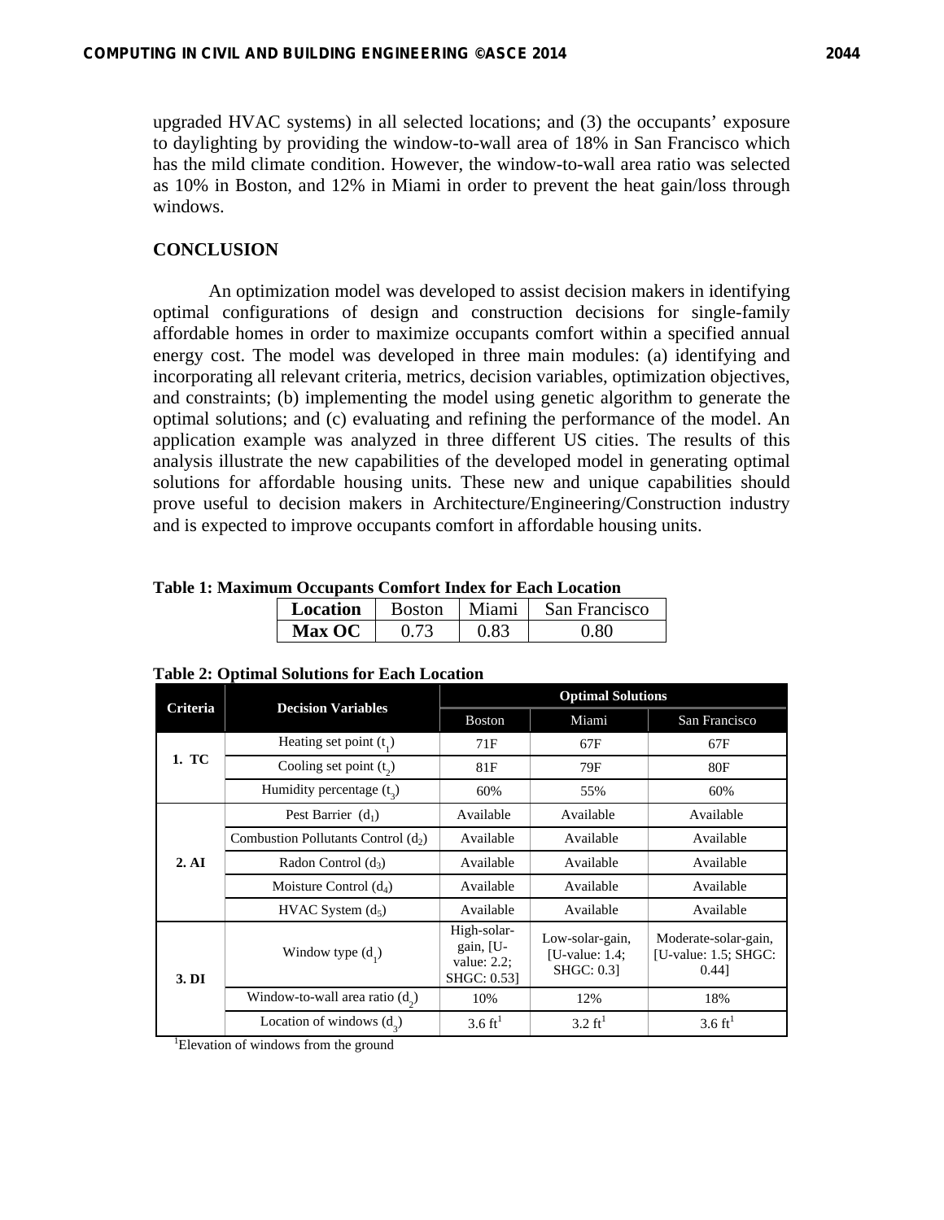upgraded HVAC systems) in all selected locations; and (3) the occupants' exposure to daylighting by providing the window-to-wall area of 18% in San Francisco which has the mild climate condition. However, the window-to-wall area ratio was selected as 10% in Boston, and 12% in Miami in order to prevent the heat gain/loss through windows.

## CONCLUSION

An optimization model was developed to assist decision makers in identifying optimal configurations of design and construction decisions for single-family affordable homes in order to maximize occupants comfort within a specified annual energy cost. The model was developed in three main modules: (a) identifying and incorporating all relevant criteria, metrics, decision variables, optimization objectives, and constraints; (b) implementing the model using genetic algorithm to generate the optimal solutions; and (c) evaluating and refining the performance of the model. An application example was analyzed in three different US cities. The results of this analysis illustrate the new capabilities of the developed model in generating optimal solutions for affordable housing units. These new and unique capabilities should prove useful to decision makers in Architecture/Engineering/Construction industry and is expected to improve occupants comfort in affordable housing units.

**Table 1: Maximum Occupants Comfort Index for Each Location**

| **Location** | Boston | Miami | San Francisco |
|---|---|---|---|
| **Max OC** | 0.73 | 0.83 | 0.80 |

**Table 2: Optimal Solutions for Each Location**

| Criteria | Decision Variables | Optimal Solutions | | |
|---|---|---|---|---|
| | | Boston | Miami | San Francisco |
| 1. TC | Heating set point ($t_1$) | 71F | 67F | 67F |
| | Cooling set point ($t_2$) | 81F | 79F | 80F |
| | Humidity percentage ($t_3$) | 60% | 55% | 60% |
| 2. AI | Pest Barrier ($d_1$) | Available | Available | Available |
| | Combustion Pollutants Control ($d_2$) | Available | Available | Available |
| | Radon Control ($d_3$) | Available | Available | Available |
| | Moisture Control ($d_4$) | Available | Available | Available |
| | HVAC System ($d_5$) | Available | Available | Available |
| 3. DI | Window type ($d_1$) | High-solar-gain, [U-value: 2.2; SHGC: 0.53] | Low-solar-gain, [U-value: 1.4; SHGC: 0.3] | Moderate-solar-gain, [U-value: 1.5; SHGC: 0.44] |
| | Window-to-wall area ratio ($d_2$) | 10% | 12% | 18% |
| | Location of windows ($d_3$) | 3.6 ft[1] | 3.2 ft[1] | 3.6 ft[1] |

[1]Elevation of windows from the ground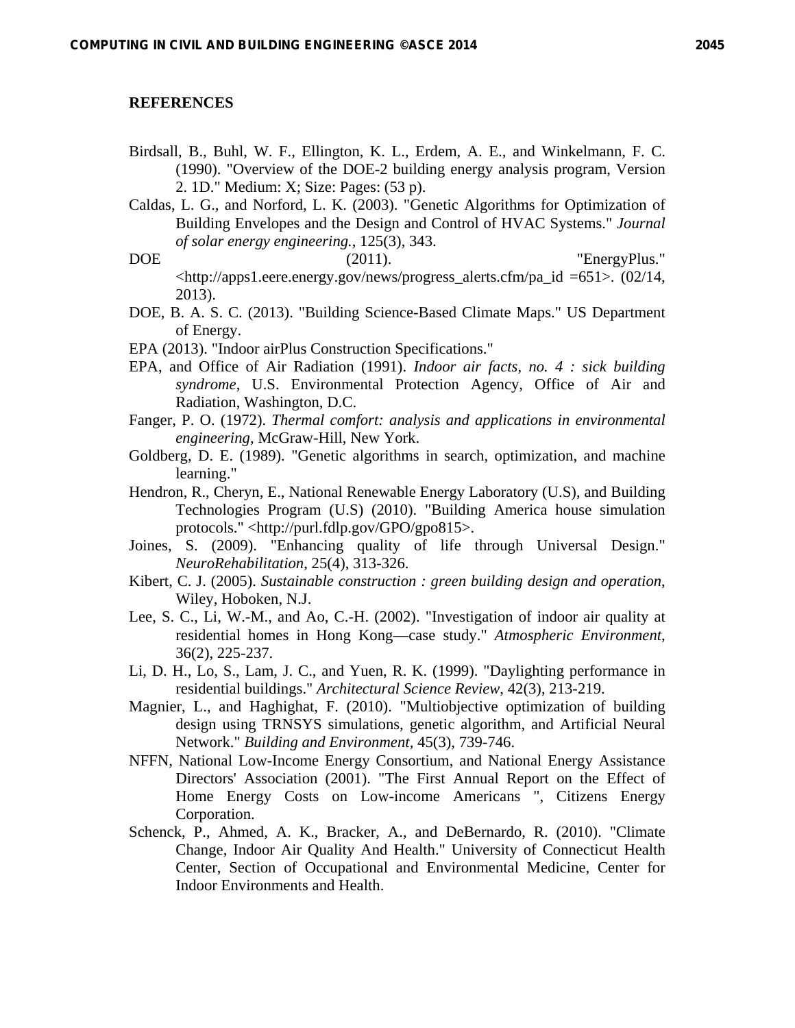## REFERENCES

Birdsall, B., Buhl, W. F., Ellington, K. L., Erdem, A. E., and Winkelmann, F. C. (1990). "Overview of the DOE-2 building energy analysis program, Version 2. 1D." Medium: X; Size: Pages: (53 p).

Caldas, L. G., and Norford, L. K. (2003). "Genetic Algorithms for Optimization of Building Envelopes and the Design and Control of HVAC Systems." *Journal of solar energy engineering.*, 125(3), 343.

DOE (2011). "EnergyPlus." <http://apps1.eere.energy.gov/news/progress_alerts.cfm/pa_id =651>. (02/14, 2013).

DOE, B. A. S. C. (2013). "Building Science-Based Climate Maps." US Department of Energy.

EPA (2013). "Indoor airPlus Construction Specifications."

EPA, and Office of Air Radiation (1991). *Indoor air facts, no. 4 : sick building syndrome*, U.S. Environmental Protection Agency, Office of Air and Radiation, Washington, D.C.

Fanger, P. O. (1972). *Thermal comfort: analysis and applications in environmental engineering*, McGraw-Hill, New York.

Goldberg, D. E. (1989). "Genetic algorithms in search, optimization, and machine learning."

Hendron, R., Cheryn, E., National Renewable Energy Laboratory (U.S), and Building Technologies Program (U.S) (2010). "Building America house simulation protocols." <http://purl.fdlp.gov/GPO/gpo815>.

Joines, S. (2009). "Enhancing quality of life through Universal Design." *NeuroRehabilitation*, 25(4), 313-326.

Kibert, C. J. (2005). *Sustainable construction : green building design and operation*, Wiley, Hoboken, N.J.

Lee, S. C., Li, W.-M., and Ao, C.-H. (2002). "Investigation of indoor air quality at residential homes in Hong Kong—case study." *Atmospheric Environment*, 36(2), 225-237.

Li, D. H., Lo, S., Lam, J. C., and Yuen, R. K. (1999). "Daylighting performance in residential buildings." *Architectural Science Review*, 42(3), 213-219.

Magnier, L., and Haghighat, F. (2010). "Multiobjective optimization of building design using TRNSYS simulations, genetic algorithm, and Artificial Neural Network." *Building and Environment*, 45(3), 739-746.

NFFN, National Low-Income Energy Consortium, and National Energy Assistance Directors' Association (2001). "The First Annual Report on the Effect of Home Energy Costs on Low-income Americans ", Citizens Energy Corporation.

Schenck, P., Ahmed, A. K., Bracker, A., and DeBernardo, R. (2010). "Climate Change, Indoor Air Quality And Health." University of Connecticut Health Center, Section of Occupational and Environmental Medicine, Center for Indoor Environments and Health.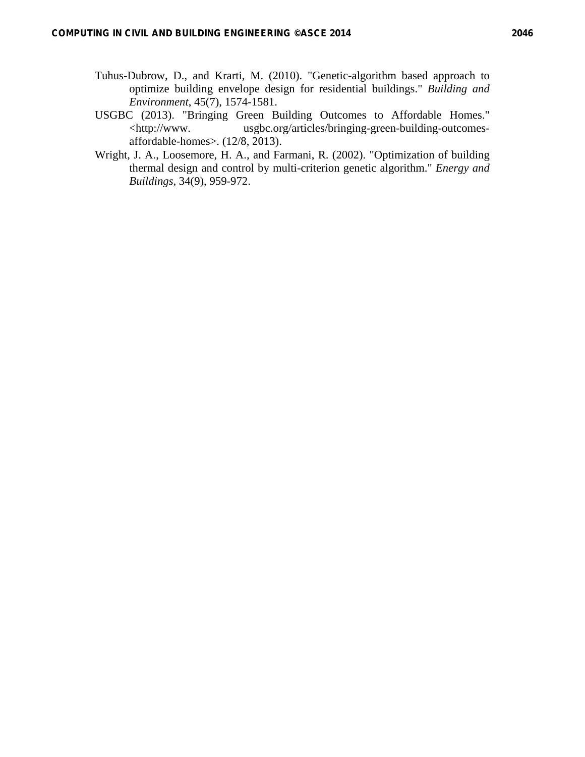Tuhus-Dubrow, D., and Krarti, M. (2010). "Genetic-algorithm based approach to optimize building envelope design for residential buildings." *Building and Environment*, 45(7), 1574-1581.

USGBC (2013). "Bringing Green Building Outcomes to Affordable Homes." <http://www. usgbc.org/articles/bringing-green-building-outcomes-affordable-homes>. (12/8, 2013).

Wright, J. A., Loosemore, H. A., and Farmani, R. (2002). "Optimization of building thermal design and control by multi-criterion genetic algorithm." *Energy and Buildings*, 34(9), 959-972.